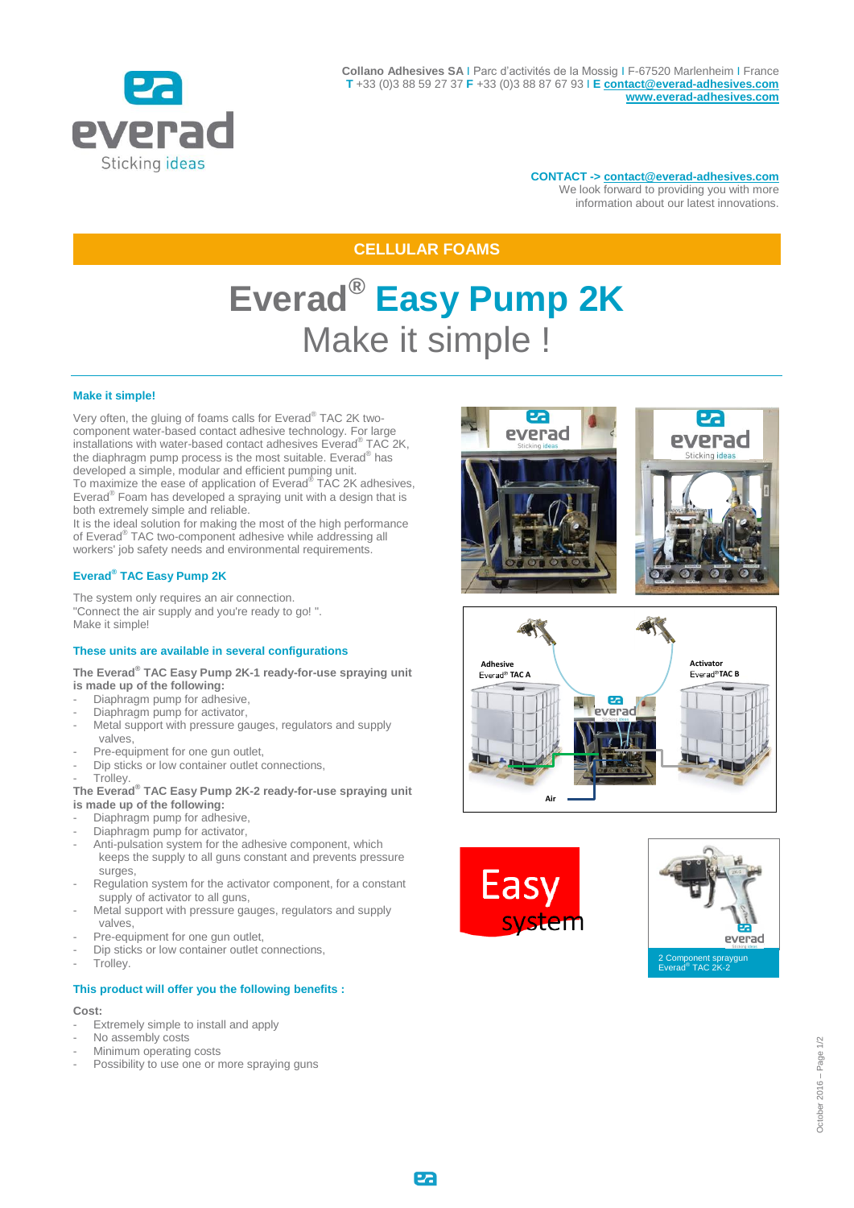**Collano Adhesives SA** I Parc d'activités de la Mossig I F-67520 Marlenheim I France
**T** +33 (0)3 88 59 27 37 **F** +33 (0)3 88 87 67 93 I **E** contact@everad-adhesives.com
www.everad-adhesives.com

**CONTACT ->** contact@everad-adhesives.com
We look forward to providing you with more information about our latest innovations.

**CELLULAR FOAMS**

# Everad® Easy Pump 2K

## Make it simple !

### Make it simple!

Very often, the gluing of foams calls for Everad® TAC 2K two-component water-based contact adhesive technology. For large installations with water-based contact adhesives Everad® TAC 2K, the diaphragm pump process is the most suitable. Everad® has developed a simple, modular and efficient pumping unit.
To maximize the ease of application of Everad® TAC 2K adhesives, Everad® Foam has developed a spraying unit with a design that is both extremely simple and reliable.
It is the ideal solution for making the most of the high performance of Everad® TAC two-component adhesive while addressing all workers' job safety needs and environmental requirements.

### Everad® TAC Easy Pump 2K

The system only requires an air connection.
"Connect the air supply and you're ready to go! ".
Make it simple!

### These units are available in several configurations

**The Everad® TAC Easy Pump 2K-1 ready-for-use spraying unit is made up of the following:**

- Diaphragm pump for adhesive,
- Diaphragm pump for activator,
- Metal support with pressure gauges, regulators and supply valves,
- Pre-equipment for one gun outlet,
- Dip sticks or low container outlet connections,
- Trolley.

**The Everad® TAC Easy Pump 2K-2 ready-for-use spraying unit is made up of the following:**

- Diaphragm pump for adhesive,
- Diaphragm pump for activator,
- Anti-pulsation system for the adhesive component, which keeps the supply to all guns constant and prevents pressure surges,
- Regulation system for the activator component, for a constant supply of activator to all guns,
- Metal support with pressure gauges, regulators and supply valves,
- Pre-equipment for one gun outlet,
- Dip sticks or low container outlet connections,
- Trolley.

### This product will offer you the following benefits :

**Cost:**

- Extremely simple to install and apply
- No assembly costs
- Minimum operating costs
- Possibility to use one or more spraying guns

Adhesive Everad® TAC A — Activator Everad® TAC B — Air

2 Component spraygun Everad® TAC 2K-2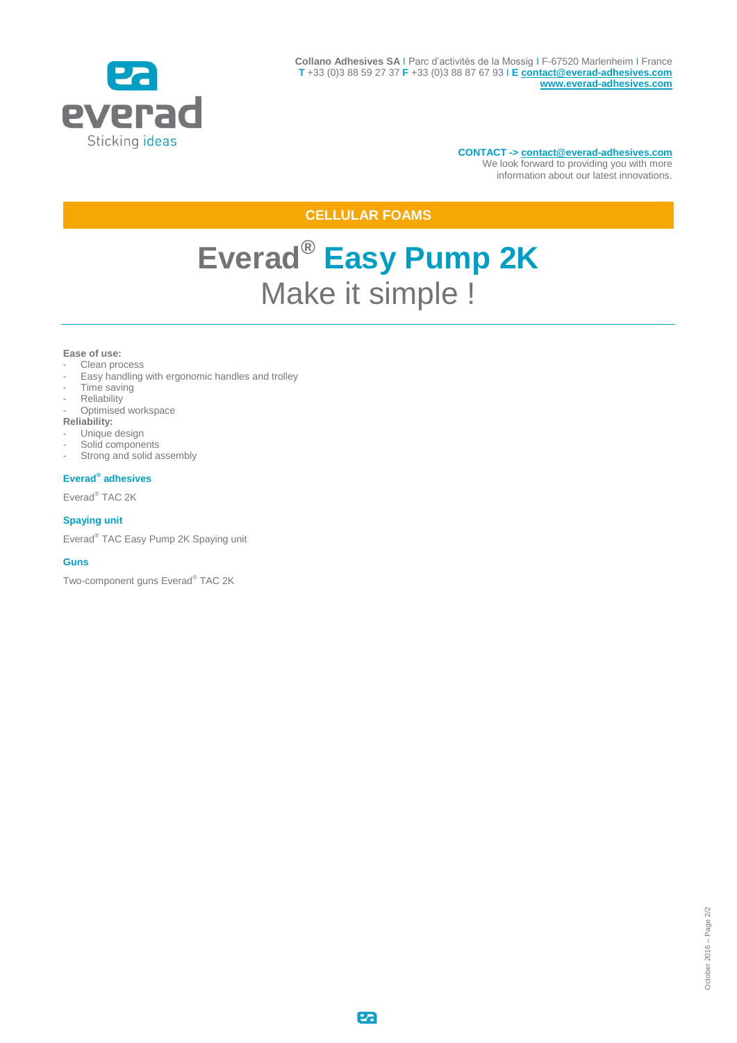**Collano Adhesives SA** I Parc d'activités de la Mossig I F-67520 Marlenheim I France
**T** +33 (0)3 88 59 27 37 **F** +33 (0)3 88 87 67 93 I **E** contact@everad-adhesives.com
www.everad-adhesives.com

**CONTACT ->** contact@everad-adhesives.com
We look forward to providing you with more information about our latest innovations.

## CELLULAR FOAMS

# Everad® Easy Pump 2K

Make it simple !

**Ease of use:**

- Clean process
- Easy handling with ergonomic handles and trolley
- Time saving
- Reliability
- Optimised workspace

**Reliability:**

- Unique design
- Solid components
- Strong and solid assembly

### Everad® adhesives

Everad® TAC 2K

### Spaying unit

Everad® TAC Easy Pump 2K Spaying unit

### Guns

Two-component guns Everad® TAC 2K